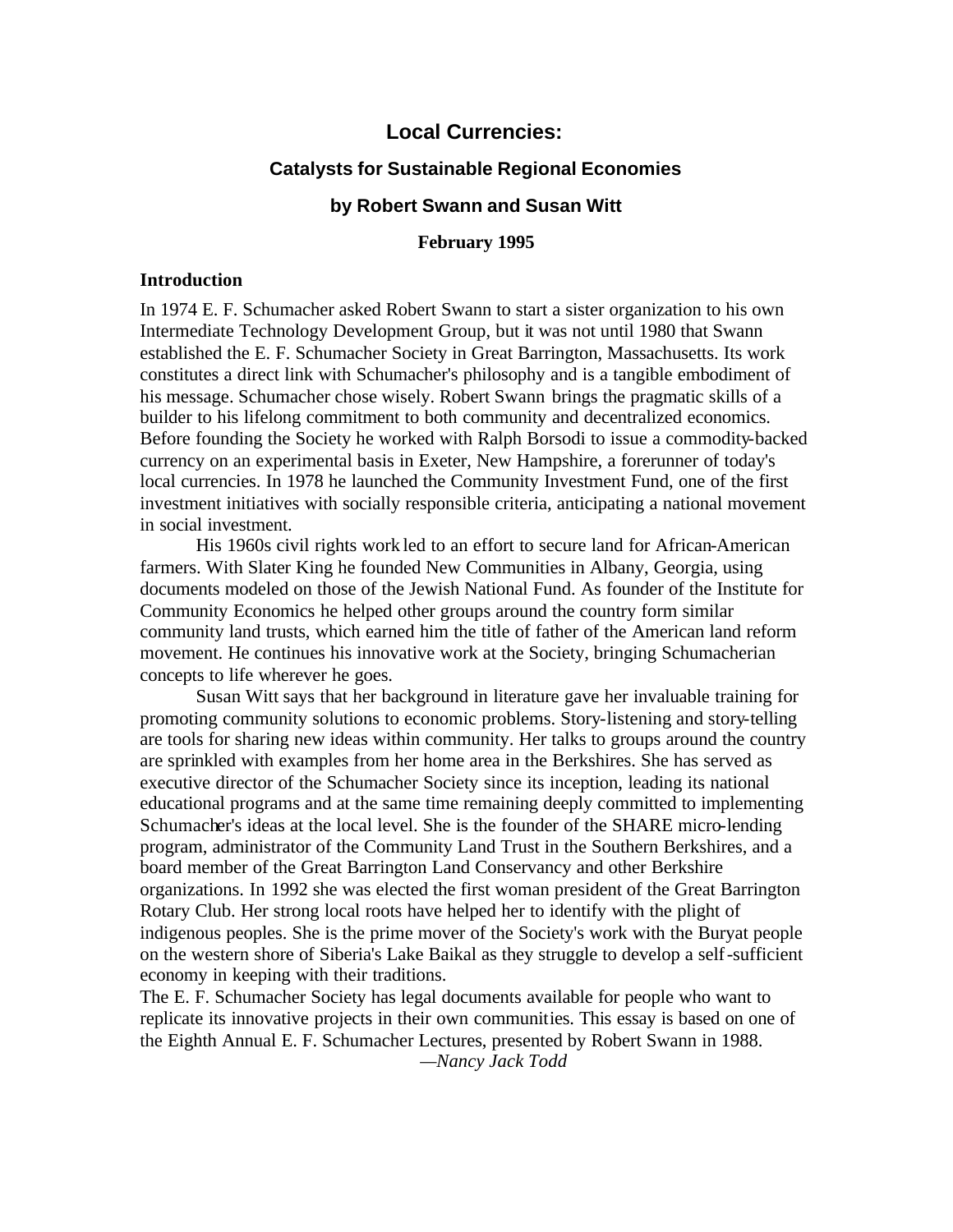# Local Currencies:

## Catalysts for Sustainable Regional Economies

### by Robert Swann and Susan Witt

**February 1995**

**Introduction**

In 1974 E. F. Schumacher asked Robert Swann to start a sister organization to his own Intermediate Technology Development Group, but it was not until 1980 that Swann established the E. F. Schumacher Society in Great Barrington, Massachusetts. Its work constitutes a direct link with Schumacher's philosophy and is a tangible embodiment of his message. Schumacher chose wisely. Robert Swann brings the pragmatic skills of a builder to his lifelong commitment to both community and decentralized economics. Before founding the Society he worked with Ralph Borsodi to issue a commodity-backed currency on an experimental basis in Exeter, New Hampshire, a forerunner of today's local currencies. In 1978 he launched the Community Investment Fund, one of the first investment initiatives with socially responsible criteria, anticipating a national movement in social investment.

His 1960s civil rights work led to an effort to secure land for African-American farmers. With Slater King he founded New Communities in Albany, Georgia, using documents modeled on those of the Jewish National Fund. As founder of the Institute for Community Economics he helped other groups around the country form similar community land trusts, which earned him the title of father of the American land reform movement. He continues his innovative work at the Society, bringing Schumacherian concepts to life wherever he goes.

Susan Witt says that her background in literature gave her invaluable training for promoting community solutions to economic problems. Story-listening and story-telling are tools for sharing new ideas within community. Her talks to groups around the country are sprinkled with examples from her home area in the Berkshires. She has served as executive director of the Schumacher Society since its inception, leading its national educational programs and at the same time remaining deeply committed to implementing Schumacher's ideas at the local level. She is the founder of the SHARE micro-lending program, administrator of the Community Land Trust in the Southern Berkshires, and a board member of the Great Barrington Land Conservancy and other Berkshire organizations. In 1992 she was elected the first woman president of the Great Barrington Rotary Club. Her strong local roots have helped her to identify with the plight of indigenous peoples. She is the prime mover of the Society's work with the Buryat people on the western shore of Siberia's Lake Baikal as they struggle to develop a self-sufficient economy in keeping with their traditions.

The E. F. Schumacher Society has legal documents available for people who want to replicate its innovative projects in their own communities. This essay is based on one of the Eighth Annual E. F. Schumacher Lectures, presented by Robert Swann in 1988.

*—Nancy Jack Todd*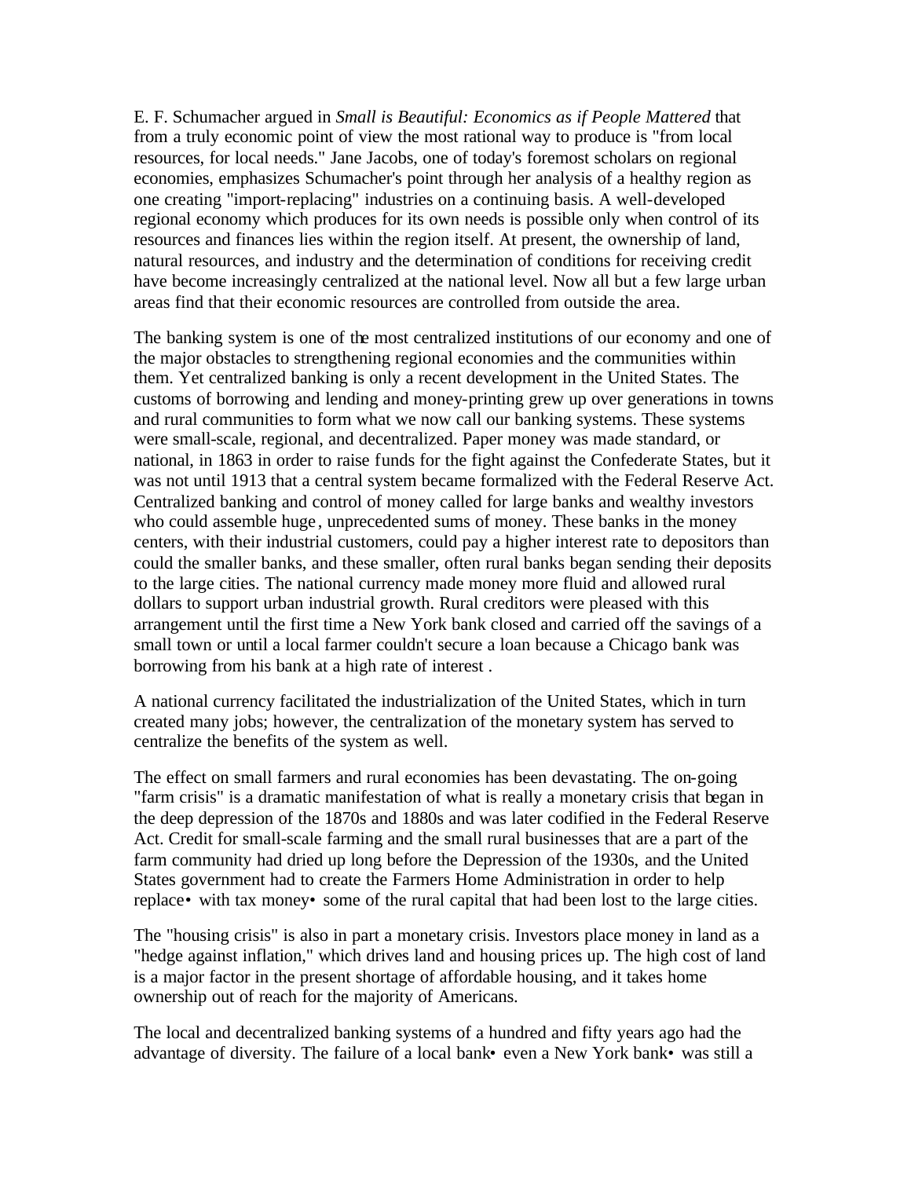E. F. Schumacher argued in *Small is Beautiful: Economics as if People Mattered* that from a truly economic point of view the most rational way to produce is "from local resources, for local needs." Jane Jacobs, one of today's foremost scholars on regional economies, emphasizes Schumacher's point through her analysis of a healthy region as one creating "import-replacing" industries on a continuing basis. A well-developed regional economy which produces for its own needs is possible only when control of its resources and finances lies within the region itself. At present, the ownership of land, natural resources, and industry and the determination of conditions for receiving credit have become increasingly centralized at the national level. Now all but a few large urban areas find that their economic resources are controlled from outside the area.

The banking system is one of the most centralized institutions of our economy and one of the major obstacles to strengthening regional economies and the communities within them. Yet centralized banking is only a recent development in the United States. The customs of borrowing and lending and money-printing grew up over generations in towns and rural communities to form what we now call our banking systems. These systems were small-scale, regional, and decentralized. Paper money was made standard, or national, in 1863 in order to raise funds for the fight against the Confederate States, but it was not until 1913 that a central system became formalized with the Federal Reserve Act. Centralized banking and control of money called for large banks and wealthy investors who could assemble huge, unprecedented sums of money. These banks in the money centers, with their industrial customers, could pay a higher interest rate to depositors than could the smaller banks, and these smaller, often rural banks began sending their deposits to the large cities. The national currency made money more fluid and allowed rural dollars to support urban industrial growth. Rural creditors were pleased with this arrangement until the first time a New York bank closed and carried off the savings of a small town or until a local farmer couldn't secure a loan because a Chicago bank was borrowing from his bank at a high rate of interest .

A national currency facilitated the industrialization of the United States, which in turn created many jobs; however, the centralization of the monetary system has served to centralize the benefits of the system as well.

The effect on small farmers and rural economies has been devastating. The on-going "farm crisis" is a dramatic manifestation of what is really a monetary crisis that began in the deep depression of the 1870s and 1880s and was later codified in the Federal Reserve Act. Credit for small-scale farming and the small rural businesses that are a part of the farm community had dried up long before the Depression of the 1930s, and the United States government had to create the Farmers Home Administration in order to help replace• with tax money• some of the rural capital that had been lost to the large cities.

The "housing crisis" is also in part a monetary crisis. Investors place money in land as a "hedge against inflation," which drives land and housing prices up. The high cost of land is a major factor in the present shortage of affordable housing, and it takes home ownership out of reach for the majority of Americans.

The local and decentralized banking systems of a hundred and fifty years ago had the advantage of diversity. The failure of a local bank• even a New York bank• was still a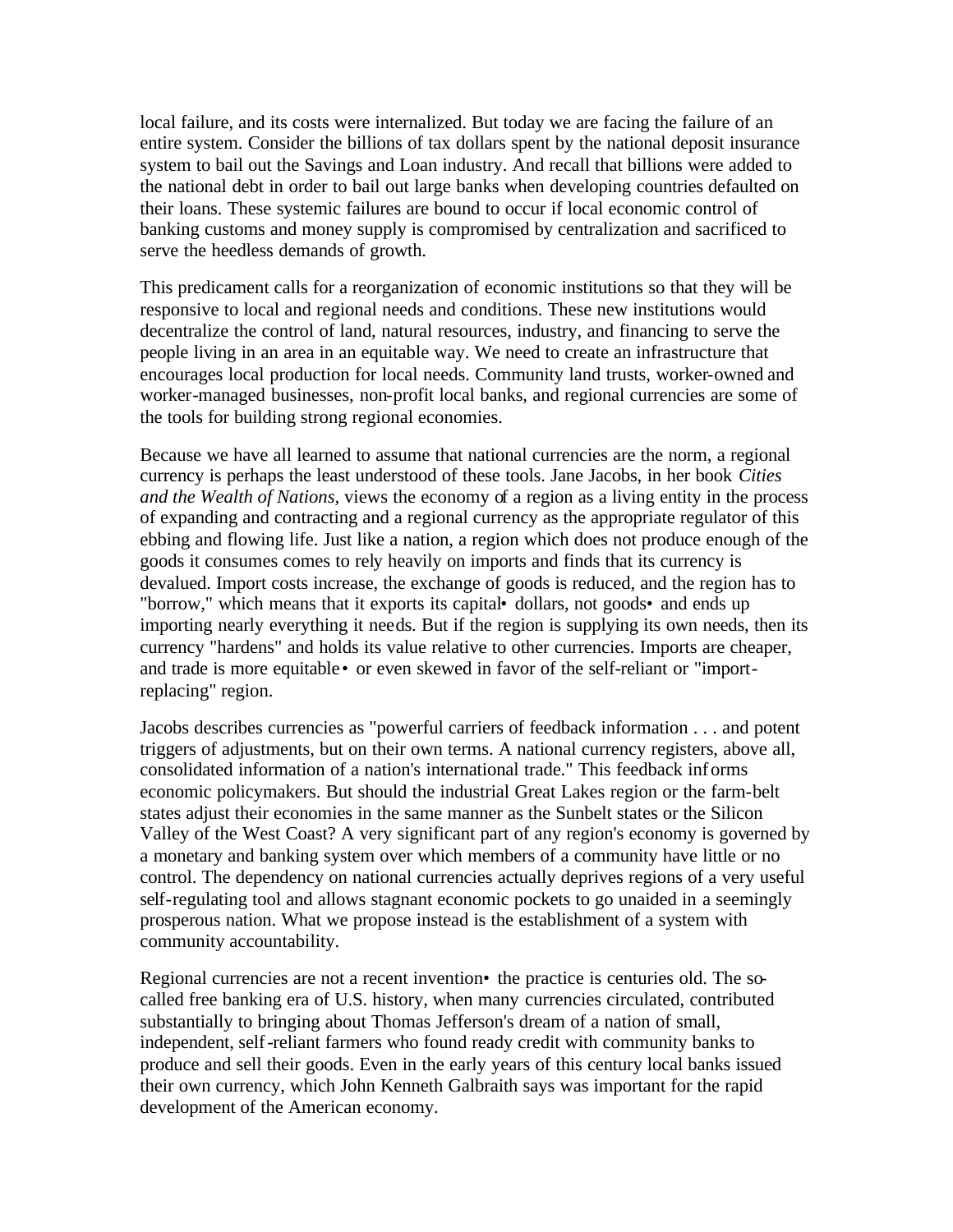local failure, and its costs were internalized. But today we are facing the failure of an entire system. Consider the billions of tax dollars spent by the national deposit insurance system to bail out the Savings and Loan industry. And recall that billions were added to the national debt in order to bail out large banks when developing countries defaulted on their loans. These systemic failures are bound to occur if local economic control of banking customs and money supply is compromised by centralization and sacrificed to serve the heedless demands of growth.

This predicament calls for a reorganization of economic institutions so that they will be responsive to local and regional needs and conditions. These new institutions would decentralize the control of land, natural resources, industry, and financing to serve the people living in an area in an equitable way. We need to create an infrastructure that encourages local production for local needs. Community land trusts, worker-owned and worker-managed businesses, non-profit local banks, and regional currencies are some of the tools for building strong regional economies.

Because we have all learned to assume that national currencies are the norm, a regional currency is perhaps the least understood of these tools. Jane Jacobs, in her book *Cities and the Wealth of Nations*, views the economy of a region as a living entity in the process of expanding and contracting and a regional currency as the appropriate regulator of this ebbing and flowing life. Just like a nation, a region which does not produce enough of the goods it consumes comes to rely heavily on imports and finds that its currency is devalued. Import costs increase, the exchange of goods is reduced, and the region has to "borrow," which means that it exports its capital• dollars, not goods• and ends up importing nearly everything it needs. But if the region is supplying its own needs, then its currency "hardens" and holds its value relative to other currencies. Imports are cheaper, and trade is more equitable• or even skewed in favor of the self-reliant or "import-replacing" region.

Jacobs describes currencies as "powerful carriers of feedback information . . . and potent triggers of adjustments, but on their own terms. A national currency registers, above all, consolidated information of a nation's international trade." This feedback informs economic policymakers. But should the industrial Great Lakes region or the farm-belt states adjust their economies in the same manner as the Sunbelt states or the Silicon Valley of the West Coast? A very significant part of any region's economy is governed by a monetary and banking system over which members of a community have little or no control. The dependency on national currencies actually deprives regions of a very useful self-regulating tool and allows stagnant economic pockets to go unaided in a seemingly prosperous nation. What we propose instead is the establishment of a system with community accountability.

Regional currencies are not a recent invention• the practice is centuries old. The so-called free banking era of U.S. history, when many currencies circulated, contributed substantially to bringing about Thomas Jefferson's dream of a nation of small, independent, self-reliant farmers who found ready credit with community banks to produce and sell their goods. Even in the early years of this century local banks issued their own currency, which John Kenneth Galbraith says was important for the rapid development of the American economy.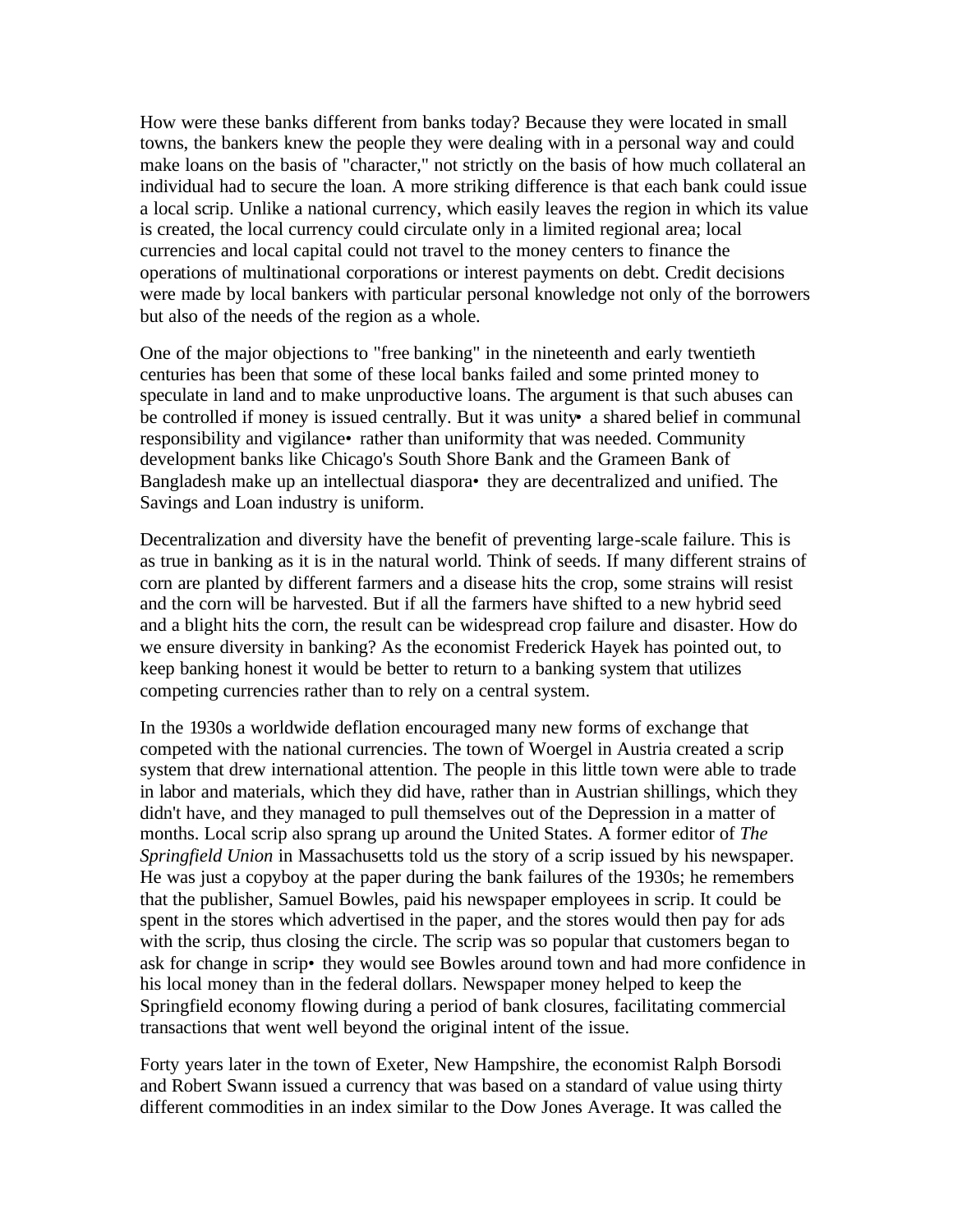How were these banks different from banks today? Because they were located in small towns, the bankers knew the people they were dealing with in a personal way and could make loans on the basis of "character," not strictly on the basis of how much collateral an individual had to secure the loan. A more striking difference is that each bank could issue a local scrip. Unlike a national currency, which easily leaves the region in which its value is created, the local currency could circulate only in a limited regional area; local currencies and local capital could not travel to the money centers to finance the operations of multinational corporations or interest payments on debt. Credit decisions were made by local bankers with particular personal knowledge not only of the borrowers but also of the needs of the region as a whole.

One of the major objections to "free banking" in the nineteenth and early twentieth centuries has been that some of these local banks failed and some printed money to speculate in land and to make unproductive loans. The argument is that such abuses can be controlled if money is issued centrally. But it was unity• a shared belief in communal responsibility and vigilance• rather than uniformity that was needed. Community development banks like Chicago's South Shore Bank and the Grameen Bank of Bangladesh make up an intellectual diaspora• they are decentralized and unified. The Savings and Loan industry is uniform.

Decentralization and diversity have the benefit of preventing large-scale failure. This is as true in banking as it is in the natural world. Think of seeds. If many different strains of corn are planted by different farmers and a disease hits the crop, some strains will resist and the corn will be harvested. But if all the farmers have shifted to a new hybrid seed and a blight hits the corn, the result can be widespread crop failure and disaster. How do we ensure diversity in banking? As the economist Frederick Hayek has pointed out, to keep banking honest it would be better to return to a banking system that utilizes competing currencies rather than to rely on a central system.

In the 1930s a worldwide deflation encouraged many new forms of exchange that competed with the national currencies. The town of Woergel in Austria created a scrip system that drew international attention. The people in this little town were able to trade in labor and materials, which they did have, rather than in Austrian shillings, which they didn't have, and they managed to pull themselves out of the Depression in a matter of months. Local scrip also sprang up around the United States. A former editor of *The Springfield Union* in Massachusetts told us the story of a scrip issued by his newspaper. He was just a copyboy at the paper during the bank failures of the 1930s; he remembers that the publisher, Samuel Bowles, paid his newspaper employees in scrip. It could be spent in the stores which advertised in the paper, and the stores would then pay for ads with the scrip, thus closing the circle. The scrip was so popular that customers began to ask for change in scrip• they would see Bowles around town and had more confidence in his local money than in the federal dollars. Newspaper money helped to keep the Springfield economy flowing during a period of bank closures, facilitating commercial transactions that went well beyond the original intent of the issue.

Forty years later in the town of Exeter, New Hampshire, the economist Ralph Borsodi and Robert Swann issued a currency that was based on a standard of value using thirty different commodities in an index similar to the Dow Jones Average. It was called the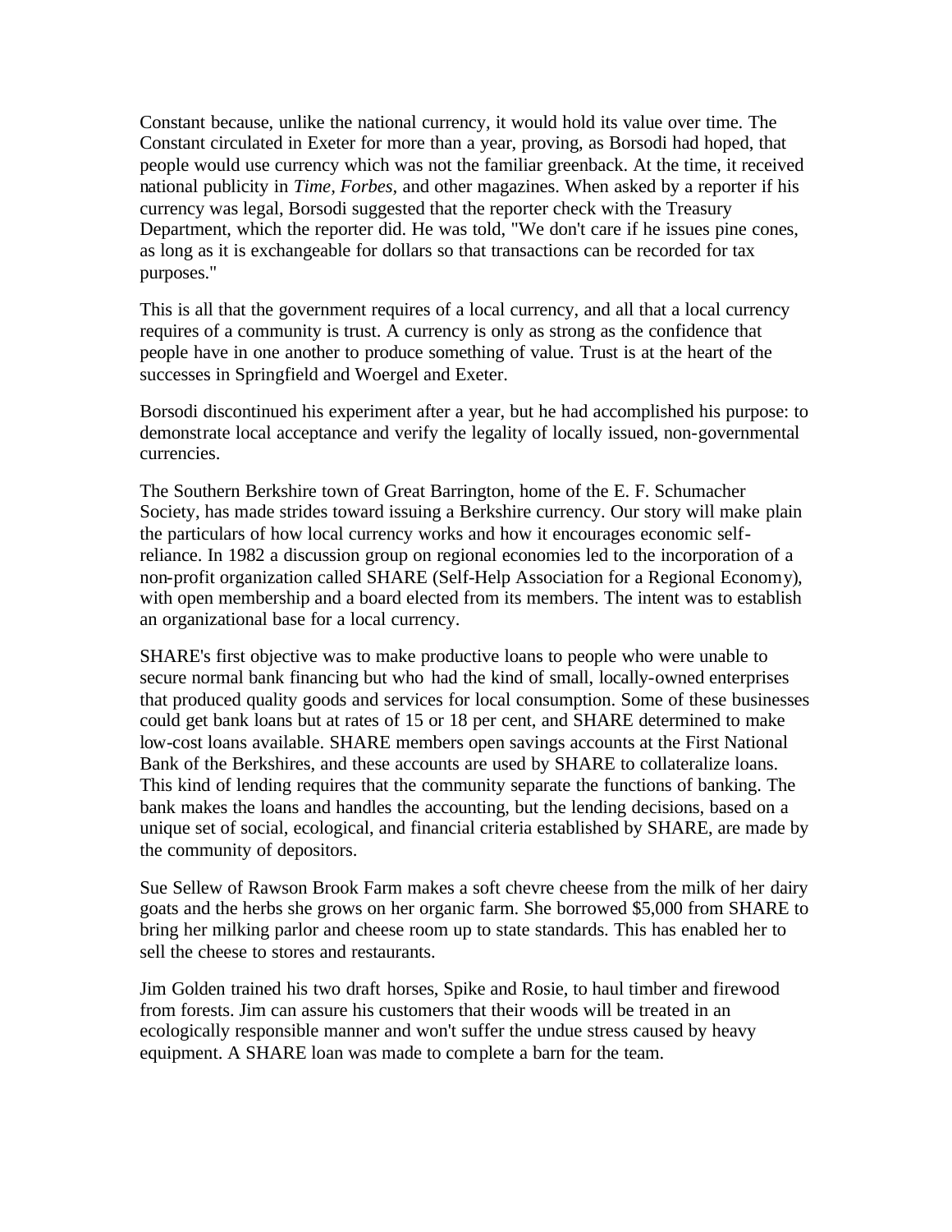Constant because, unlike the national currency, it would hold its value over time. The Constant circulated in Exeter for more than a year, proving, as Borsodi had hoped, that people would use currency which was not the familiar greenback. At the time, it received national publicity in *Time*, *Forbes*, and other magazines. When asked by a reporter if his currency was legal, Borsodi suggested that the reporter check with the Treasury Department, which the reporter did. He was told, "We don't care if he issues pine cones, as long as it is exchangeable for dollars so that transactions can be recorded for tax purposes."

This is all that the government requires of a local currency, and all that a local currency requires of a community is trust. A currency is only as strong as the confidence that people have in one another to produce something of value. Trust is at the heart of the successes in Springfield and Woergel and Exeter.

Borsodi discontinued his experiment after a year, but he had accomplished his purpose: to demonstrate local acceptance and verify the legality of locally issued, non-governmental currencies.

The Southern Berkshire town of Great Barrington, home of the E. F. Schumacher Society, has made strides toward issuing a Berkshire currency. Our story will make plain the particulars of how local currency works and how it encourages economic self-reliance. In 1982 a discussion group on regional economies led to the incorporation of a non-profit organization called SHARE (Self-Help Association for a Regional Economy), with open membership and a board elected from its members. The intent was to establish an organizational base for a local currency.

SHARE's first objective was to make productive loans to people who were unable to secure normal bank financing but who had the kind of small, locally-owned enterprises that produced quality goods and services for local consumption. Some of these businesses could get bank loans but at rates of 15 or 18 per cent, and SHARE determined to make low-cost loans available. SHARE members open savings accounts at the First National Bank of the Berkshires, and these accounts are used by SHARE to collateralize loans. This kind of lending requires that the community separate the functions of banking. The bank makes the loans and handles the accounting, but the lending decisions, based on a unique set of social, ecological, and financial criteria established by SHARE, are made by the community of depositors.

Sue Sellew of Rawson Brook Farm makes a soft chevre cheese from the milk of her dairy goats and the herbs she grows on her organic farm. She borrowed $5,000 from SHARE to bring her milking parlor and cheese room up to state standards. This has enabled her to sell the cheese to stores and restaurants.

Jim Golden trained his two draft horses, Spike and Rosie, to haul timber and firewood from forests. Jim can assure his customers that their woods will be treated in an ecologically responsible manner and won't suffer the undue stress caused by heavy equipment. A SHARE loan was made to complete a barn for the team.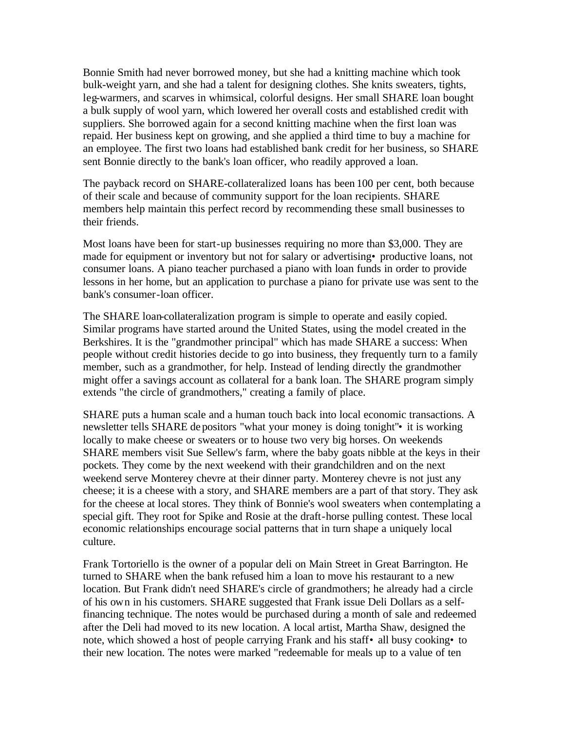Bonnie Smith had never borrowed money, but she had a knitting machine which took bulk-weight yarn, and she had a talent for designing clothes. She knits sweaters, tights, leg-warmers, and scarves in whimsical, colorful designs. Her small SHARE loan bought a bulk supply of wool yarn, which lowered her overall costs and established credit with suppliers. She borrowed again for a second knitting machine when the first loan was repaid. Her business kept on growing, and she applied a third time to buy a machine for an employee. The first two loans had established bank credit for her business, so SHARE sent Bonnie directly to the bank's loan officer, who readily approved a loan.

The payback record on SHARE-collateralized loans has been 100 per cent, both because of their scale and because of community support for the loan recipients. SHARE members help maintain this perfect record by recommending these small businesses to their friends.

Most loans have been for start-up businesses requiring no more than $3,000. They are made for equipment or inventory but not for salary or advertising• productive loans, not consumer loans. A piano teacher purchased a piano with loan funds in order to provide lessons in her home, but an application to purchase a piano for private use was sent to the bank's consumer-loan officer.

The SHARE loan-collateralization program is simple to operate and easily copied. Similar programs have started around the United States, using the model created in the Berkshires. It is the "grandmother principal" which has made SHARE a success: When people without credit histories decide to go into business, they frequently turn to a family member, such as a grandmother, for help. Instead of lending directly the grandmother might offer a savings account as collateral for a bank loan. The SHARE program simply extends "the circle of grandmothers," creating a family of place.

SHARE puts a human scale and a human touch back into local economic transactions. A newsletter tells SHARE depositors "what your money is doing tonight"• it is working locally to make cheese or sweaters or to house two very big horses. On weekends SHARE members visit Sue Sellew's farm, where the baby goats nibble at the keys in their pockets. They come by the next weekend with their grandchildren and on the next weekend serve Monterey chevre at their dinner party. Monterey chevre is not just any cheese; it is a cheese with a story, and SHARE members are a part of that story. They ask for the cheese at local stores. They think of Bonnie's wool sweaters when contemplating a special gift. They root for Spike and Rosie at the draft-horse pulling contest. These local economic relationships encourage social patterns that in turn shape a uniquely local culture.

Frank Tortoriello is the owner of a popular deli on Main Street in Great Barrington. He turned to SHARE when the bank refused him a loan to move his restaurant to a new location. But Frank didn't need SHARE's circle of grandmothers; he already had a circle of his own in his customers. SHARE suggested that Frank issue Deli Dollars as a self-financing technique. The notes would be purchased during a month of sale and redeemed after the Deli had moved to its new location. A local artist, Martha Shaw, designed the note, which showed a host of people carrying Frank and his staff• all busy cooking• to their new location. The notes were marked "redeemable for meals up to a value of ten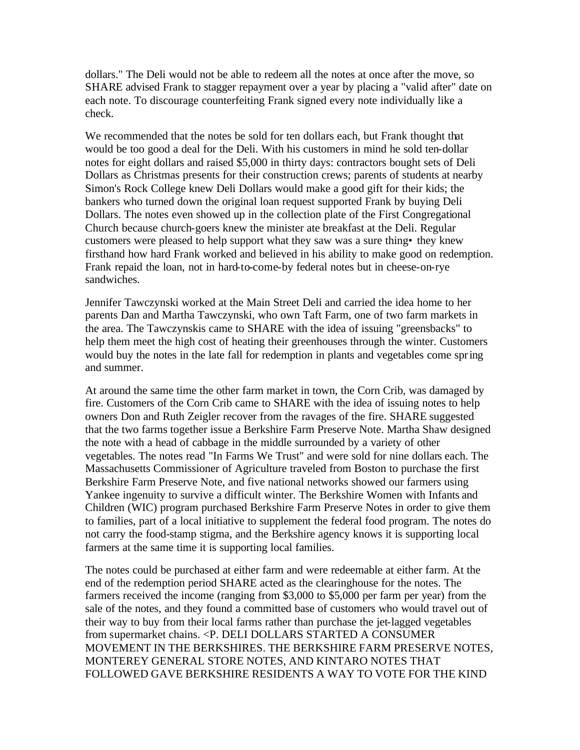dollars." The Deli would not be able to redeem all the notes at once after the move, so SHARE advised Frank to stagger repayment over a year by placing a "valid after" date on each note. To discourage counterfeiting Frank signed every note individually like a check.

We recommended that the notes be sold for ten dollars each, but Frank thought that would be too good a deal for the Deli. With his customers in mind he sold ten-dollar notes for eight dollars and raised $5,000 in thirty days: contractors bought sets of Deli Dollars as Christmas presents for their construction crews; parents of students at nearby Simon's Rock College knew Deli Dollars would make a good gift for their kids; the bankers who turned down the original loan request supported Frank by buying Deli Dollars. The notes even showed up in the collection plate of the First Congregational Church because church-goers knew the minister ate breakfast at the Deli. Regular customers were pleased to help support what they saw was a sure thing• they knew firsthand how hard Frank worked and believed in his ability to make good on redemption. Frank repaid the loan, not in hard-to-come-by federal notes but in cheese-on-rye sandwiches.

Jennifer Tawczynski worked at the Main Street Deli and carried the idea home to her parents Dan and Martha Tawczynski, who own Taft Farm, one of two farm markets in the area. The Tawczynskis came to SHARE with the idea of issuing "greensbacks" to help them meet the high cost of heating their greenhouses through the winter. Customers would buy the notes in the late fall for redemption in plants and vegetables come spring and summer.

At around the same time the other farm market in town, the Corn Crib, was damaged by fire. Customers of the Corn Crib came to SHARE with the idea of issuing notes to help owners Don and Ruth Zeigler recover from the ravages of the fire. SHARE suggested that the two farms together issue a Berkshire Farm Preserve Note. Martha Shaw designed the note with a head of cabbage in the middle surrounded by a variety of other vegetables. The notes read "In Farms We Trust" and were sold for nine dollars each. The Massachusetts Commissioner of Agriculture traveled from Boston to purchase the first Berkshire Farm Preserve Note, and five national networks showed our farmers using Yankee ingenuity to survive a difficult winter. The Berkshire Women with Infants and Children (WIC) program purchased Berkshire Farm Preserve Notes in order to give them to families, part of a local initiative to supplement the federal food program. The notes do not carry the food-stamp stigma, and the Berkshire agency knows it is supporting local farmers at the same time it is supporting local families.

The notes could be purchased at either farm and were redeemable at either farm. At the end of the redemption period SHARE acted as the clearinghouse for the notes. The farmers received the income (ranging from $3,000 to $5,000 per farm per year) from the sale of the notes, and they found a committed base of customers who would travel out of their way to buy from their local farms rather than purchase the jet-lagged vegetables from supermarket chains. <P. DELI DOLLARS STARTED A CONSUMER MOVEMENT IN THE BERKSHIRES. THE BERKSHIRE FARM PRESERVE NOTES, MONTEREY GENERAL STORE NOTES, AND KINTARO NOTES THAT FOLLOWED GAVE BERKSHIRE RESIDENTS A WAY TO VOTE FOR THE KIND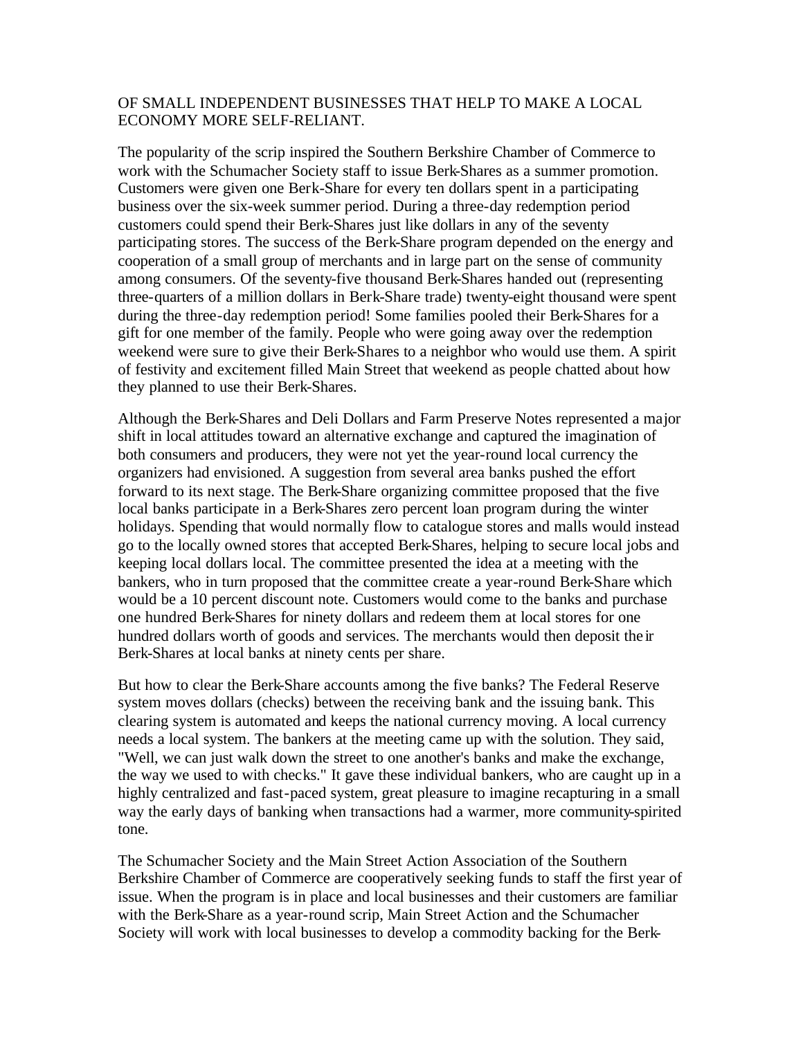OF SMALL INDEPENDENT BUSINESSES THAT HELP TO MAKE A LOCAL ECONOMY MORE SELF-RELIANT.

The popularity of the scrip inspired the Southern Berkshire Chamber of Commerce to work with the Schumacher Society staff to issue Berk-Shares as a summer promotion. Customers were given one Berk-Share for every ten dollars spent in a participating business over the six-week summer period. During a three-day redemption period customers could spend their Berk-Shares just like dollars in any of the seventy participating stores. The success of the Berk-Share program depended on the energy and cooperation of a small group of merchants and in large part on the sense of community among consumers. Of the seventy-five thousand Berk-Shares handed out (representing three-quarters of a million dollars in Berk-Share trade) twenty-eight thousand were spent during the three-day redemption period! Some families pooled their Berk-Shares for a gift for one member of the family. People who were going away over the redemption weekend were sure to give their Berk-Shares to a neighbor who would use them. A spirit of festivity and excitement filled Main Street that weekend as people chatted about how they planned to use their Berk-Shares.

Although the Berk-Shares and Deli Dollars and Farm Preserve Notes represented a major shift in local attitudes toward an alternative exchange and captured the imagination of both consumers and producers, they were not yet the year-round local currency the organizers had envisioned. A suggestion from several area banks pushed the effort forward to its next stage. The Berk-Share organizing committee proposed that the five local banks participate in a Berk-Shares zero percent loan program during the winter holidays. Spending that would normally flow to catalogue stores and malls would instead go to the locally owned stores that accepted Berk-Shares, helping to secure local jobs and keeping local dollars local. The committee presented the idea at a meeting with the bankers, who in turn proposed that the committee create a year-round Berk-Share which would be a 10 percent discount note. Customers would come to the banks and purchase one hundred Berk-Shares for ninety dollars and redeem them at local stores for one hundred dollars worth of goods and services. The merchants would then deposit their Berk-Shares at local banks at ninety cents per share.

But how to clear the Berk-Share accounts among the five banks? The Federal Reserve system moves dollars (checks) between the receiving bank and the issuing bank. This clearing system is automated and keeps the national currency moving. A local currency needs a local system. The bankers at the meeting came up with the solution. They said, "Well, we can just walk down the street to one another's banks and make the exchange, the way we used to with checks." It gave these individual bankers, who are caught up in a highly centralized and fast-paced system, great pleasure to imagine recapturing in a small way the early days of banking when transactions had a warmer, more community-spirited tone.

The Schumacher Society and the Main Street Action Association of the Southern Berkshire Chamber of Commerce are cooperatively seeking funds to staff the first year of issue. When the program is in place and local businesses and their customers are familiar with the Berk-Share as a year-round scrip, Main Street Action and the Schumacher Society will work with local businesses to develop a commodity backing for the Berk-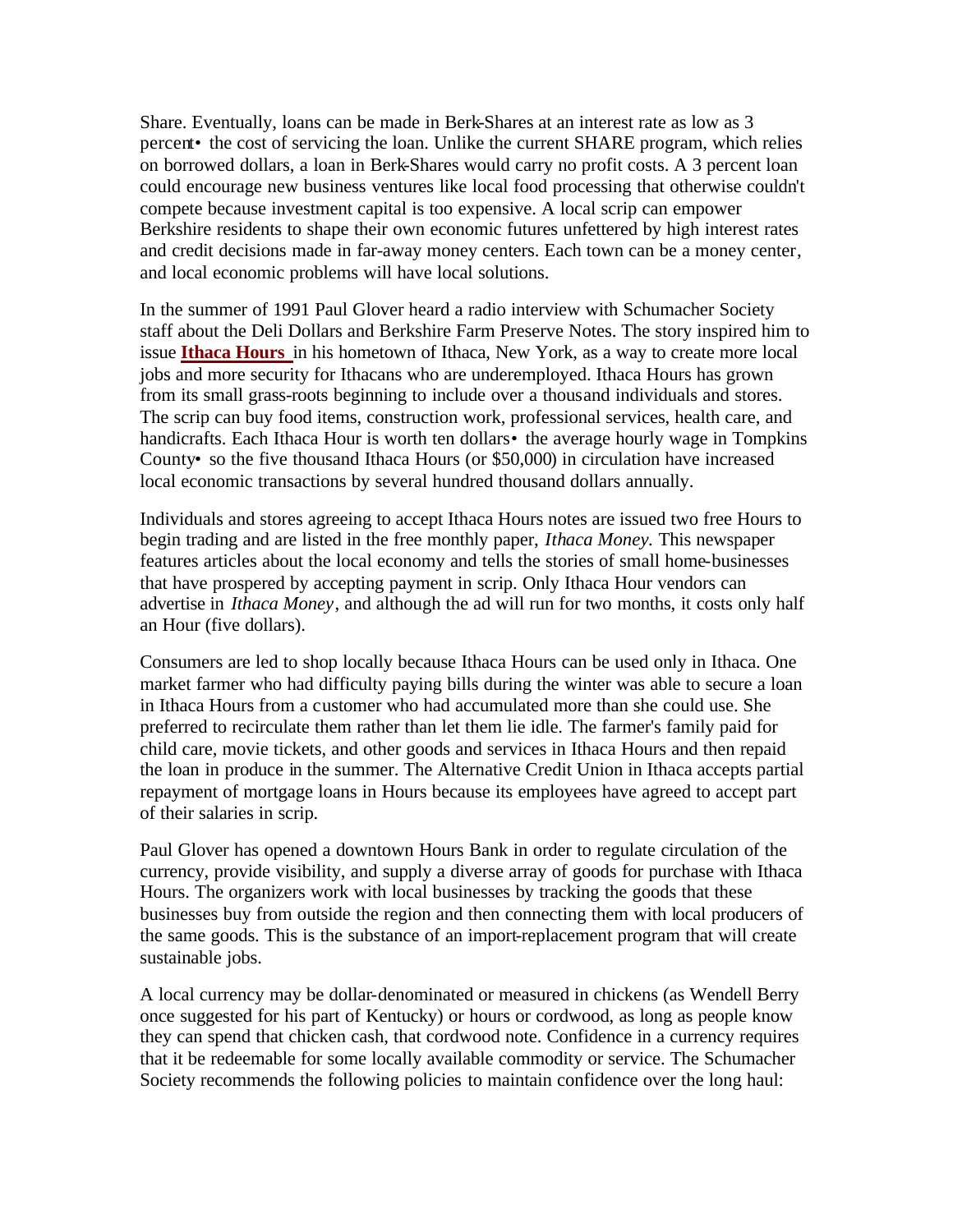Share. Eventually, loans can be made in Berk-Shares at an interest rate as low as 3 percent• the cost of servicing the loan. Unlike the current SHARE program, which relies on borrowed dollars, a loan in Berk-Shares would carry no profit costs. A 3 percent loan could encourage new business ventures like local food processing that otherwise couldn't compete because investment capital is too expensive. A local scrip can empower Berkshire residents to shape their own economic futures unfettered by high interest rates and credit decisions made in far-away money centers. Each town can be a money center, and local economic problems will have local solutions.

In the summer of 1991 Paul Glover heard a radio interview with Schumacher Society staff about the Deli Dollars and Berkshire Farm Preserve Notes. The story inspired him to issue **Ithaca Hours** in his hometown of Ithaca, New York, as a way to create more local jobs and more security for Ithacans who are underemployed. Ithaca Hours has grown from its small grass-roots beginning to include over a thousand individuals and stores. The scrip can buy food items, construction work, professional services, health care, and handicrafts. Each Ithaca Hour is worth ten dollars• the average hourly wage in Tompkins County• so the five thousand Ithaca Hours (or $50,000) in circulation have increased local economic transactions by several hundred thousand dollars annually.

Individuals and stores agreeing to accept Ithaca Hours notes are issued two free Hours to begin trading and are listed in the free monthly paper, *Ithaca Money.* This newspaper features articles about the local economy and tells the stories of small home-businesses that have prospered by accepting payment in scrip. Only Ithaca Hour vendors can advertise in *Ithaca Money*, and although the ad will run for two months, it costs only half an Hour (five dollars).

Consumers are led to shop locally because Ithaca Hours can be used only in Ithaca. One market farmer who had difficulty paying bills during the winter was able to secure a loan in Ithaca Hours from a customer who had accumulated more than she could use. She preferred to recirculate them rather than let them lie idle. The farmer's family paid for child care, movie tickets, and other goods and services in Ithaca Hours and then repaid the loan in produce in the summer. The Alternative Credit Union in Ithaca accepts partial repayment of mortgage loans in Hours because its employees have agreed to accept part of their salaries in scrip.

Paul Glover has opened a downtown Hours Bank in order to regulate circulation of the currency, provide visibility, and supply a diverse array of goods for purchase with Ithaca Hours. The organizers work with local businesses by tracking the goods that these businesses buy from outside the region and then connecting them with local producers of the same goods. This is the substance of an import-replacement program that will create sustainable jobs.

A local currency may be dollar-denominated or measured in chickens (as Wendell Berry once suggested for his part of Kentucky) or hours or cordwood, as long as people know they can spend that chicken cash, that cordwood note. Confidence in a currency requires that it be redeemable for some locally available commodity or service. The Schumacher Society recommends the following policies to maintain confidence over the long haul: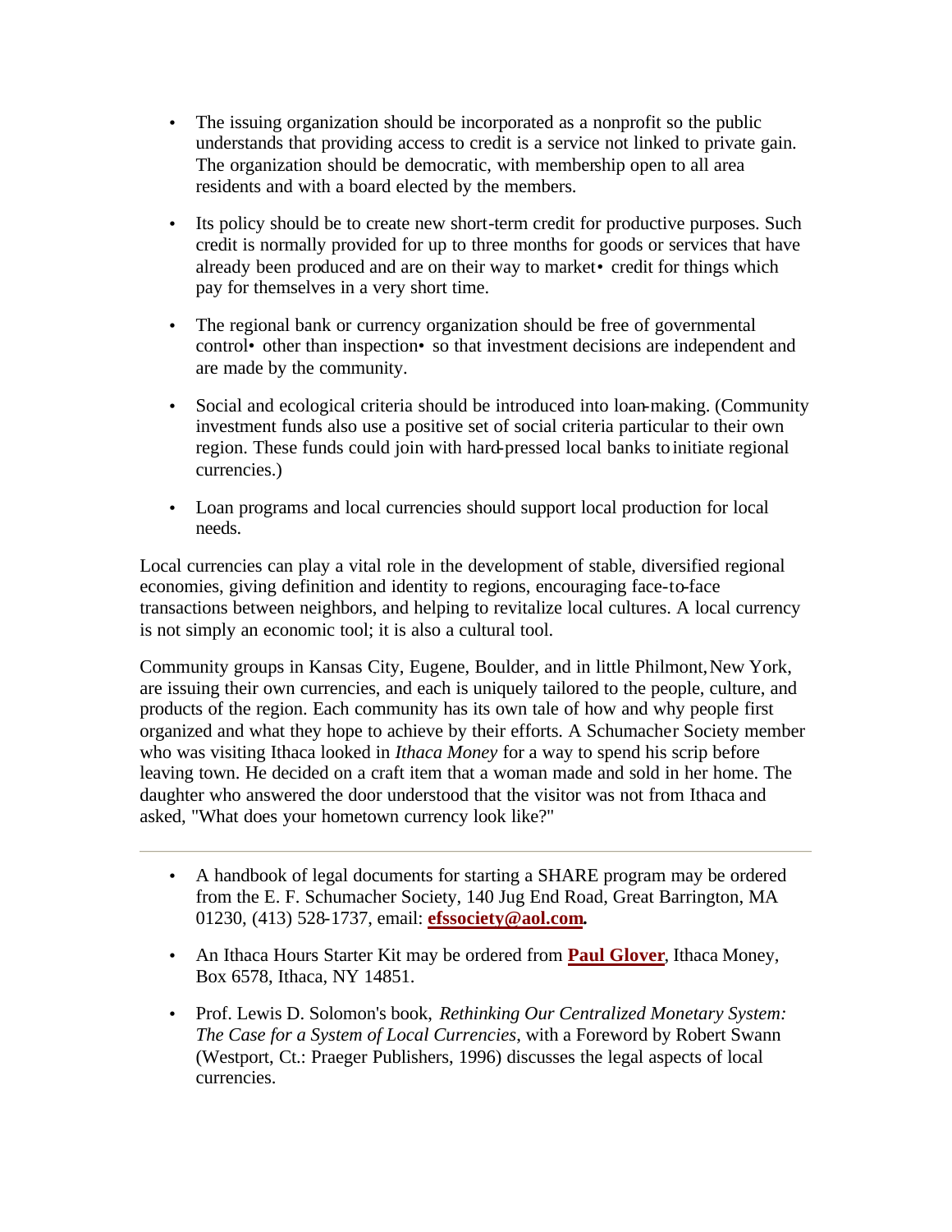- The issuing organization should be incorporated as a nonprofit so the public understands that providing access to credit is a service not linked to private gain. The organization should be democratic, with membership open to all area residents and with a board elected by the members.

- Its policy should be to create new short-term credit for productive purposes. Such credit is normally provided for up to three months for goods or services that have already been produced and are on their way to market• credit for things which pay for themselves in a very short time.

- The regional bank or currency organization should be free of governmental control• other than inspection• so that investment decisions are independent and are made by the community.

- Social and ecological criteria should be introduced into loan-making. (Community investment funds also use a positive set of social criteria particular to their own region. These funds could join with hard-pressed local banks to initiate regional currencies.)

- Loan programs and local currencies should support local production for local needs.

Local currencies can play a vital role in the development of stable, diversified regional economies, giving definition and identity to regions, encouraging face-to-face transactions between neighbors, and helping to revitalize local cultures. A local currency is not simply an economic tool; it is also a cultural tool.

Community groups in Kansas City, Eugene, Boulder, and in little Philmont, New York, are issuing their own currencies, and each is uniquely tailored to the people, culture, and products of the region. Each community has its own tale of how and why people first organized and what they hope to achieve by their efforts. A Schumacher Society member who was visiting Ithaca looked in *Ithaca Money* for a way to spend his scrip before leaving town. He decided on a craft item that a woman made and sold in her home. The daughter who answered the door understood that the visitor was not from Ithaca and asked, "What does your hometown currency look like?"

---

- A handbook of legal documents for starting a SHARE program may be ordered from the E. F. Schumacher Society, 140 Jug End Road, Great Barrington, MA 01230, (413) 528-1737, email: **efssociety@aol.com.**

- An Ithaca Hours Starter Kit may be ordered from **Paul Glover**, Ithaca Money, Box 6578, Ithaca, NY 14851.

- Prof. Lewis D. Solomon's book, *Rethinking Our Centralized Monetary System: The Case for a System of Local Currencies*, with a Foreword by Robert Swann (Westport, Ct.: Praeger Publishers, 1996) discusses the legal aspects of local currencies.